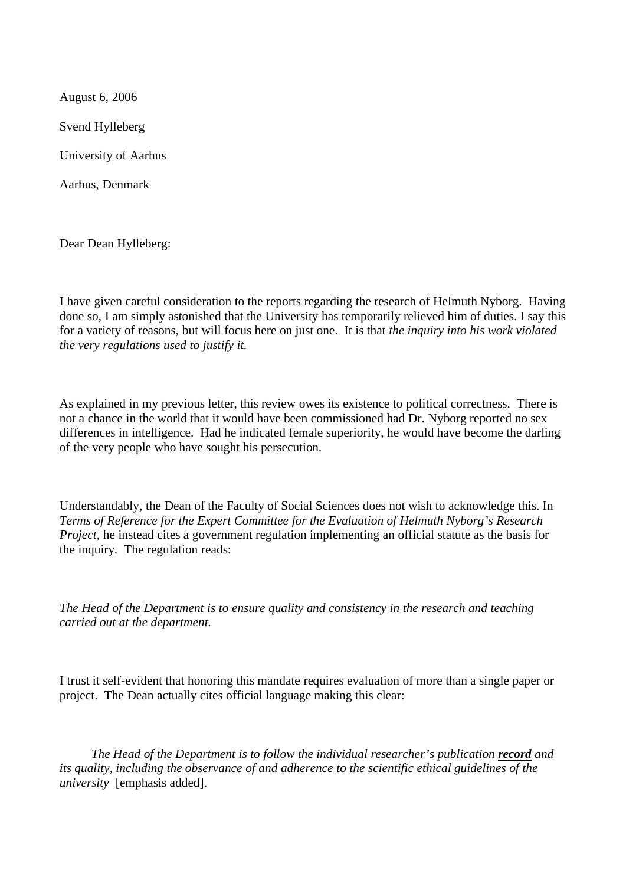August 6, 2006

Svend Hylleberg

University of Aarhus

Aarhus, Denmark

Dear Dean Hylleberg:

I have given careful consideration to the reports regarding the research of Helmuth Nyborg. Having done so, I am simply astonished that the University has temporarily relieved him of duties. I say this for a variety of reasons, but will focus here on just one. It is that *the inquiry into his work violated the very regulations used to justify it.*

As explained in my previous letter, this review owes its existence to political correctness. There is not a chance in the world that it would have been commissioned had Dr. Nyborg reported no sex differences in intelligence. Had he indicated female superiority, he would have become the darling of the very people who have sought his persecution.

Understandably, the Dean of the Faculty of Social Sciences does not wish to acknowledge this. In *Terms of Reference for the Expert Committee for the Evaluation of Helmuth Nyborg's Research Project*, he instead cites a government regulation implementing an official statute as the basis for the inquiry. The regulation reads:

*The Head of the Department is to ensure quality and consistency in the research and teaching carried out at the department.*

I trust it self-evident that honoring this mandate requires evaluation of more than a single paper or project. The Dean actually cites official language making this clear:

> *The Head of the Department is to follow the individual researcher's publication* ***record*** *and its quality, including the observance of and adherence to the scientific ethical guidelines of the university* [emphasis added].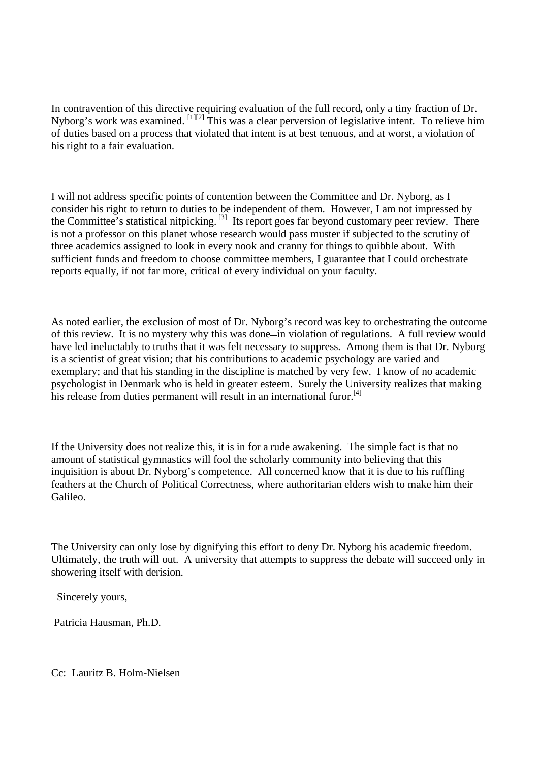In contravention of this directive requiring evaluation of the full record**,** only a tiny fraction of Dr. Nyborg's work was examined. [1][2] This was a clear perversion of legislative intent. To relieve him of duties based on a process that violated that intent is at best tenuous, and at worst, a violation of his right to a fair evaluation.

I will not address specific points of contention between the Committee and Dr. Nyborg, as I consider his right to return to duties to be independent of them. However, I am not impressed by the Committee's statistical nitpicking. [3] Its report goes far beyond customary peer review. There is not a professor on this planet whose research would pass muster if subjected to the scrutiny of three academics assigned to look in every nook and cranny for things to quibble about. With sufficient funds and freedom to choose committee members, I guarantee that I could orchestrate reports equally, if not far more, critical of every individual on your faculty.

As noted earlier, the exclusion of most of Dr. Nyborg's record was key to orchestrating the outcome of this review. It is no mystery why this was done—in violation of regulations. A full review would have led ineluctably to truths that it was felt necessary to suppress. Among them is that Dr. Nyborg is a scientist of great vision; that his contributions to academic psychology are varied and exemplary; and that his standing in the discipline is matched by very few. I know of no academic psychologist in Denmark who is held in greater esteem. Surely the University realizes that making his release from duties permanent will result in an international furor.[4]

If the University does not realize this, it is in for a rude awakening. The simple fact is that no amount of statistical gymnastics will fool the scholarly community into believing that this inquisition is about Dr. Nyborg's competence. All concerned know that it is due to his ruffling feathers at the Church of Political Correctness, where authoritarian elders wish to make him their Galileo.

The University can only lose by dignifying this effort to deny Dr. Nyborg his academic freedom. Ultimately, the truth will out. A university that attempts to suppress the debate will succeed only in showering itself with derision.

Sincerely yours,

Patricia Hausman, Ph.D.

Cc: Lauritz B. Holm-Nielsen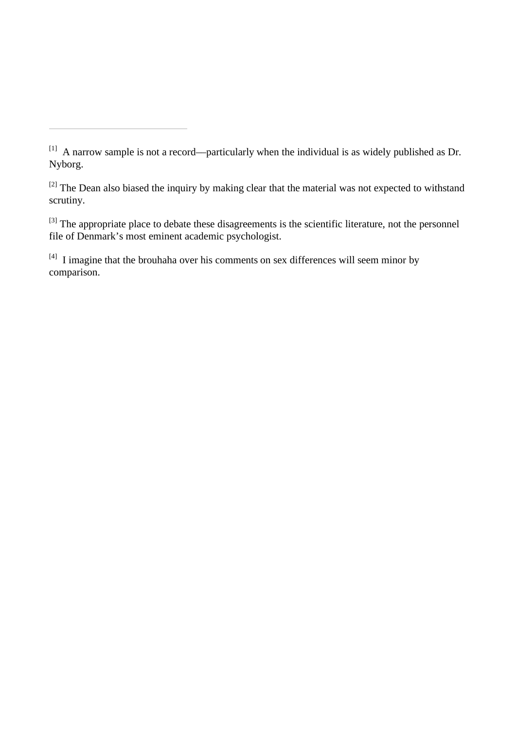---

[1] A narrow sample is not a record—particularly when the individual is as widely published as Dr. Nyborg.

[2] The Dean also biased the inquiry by making clear that the material was not expected to withstand scrutiny.

[3] The appropriate place to debate these disagreements is the scientific literature, not the personnel file of Denmark's most eminent academic psychologist.

[4] I imagine that the brouhaha over his comments on sex differences will seem minor by comparison.